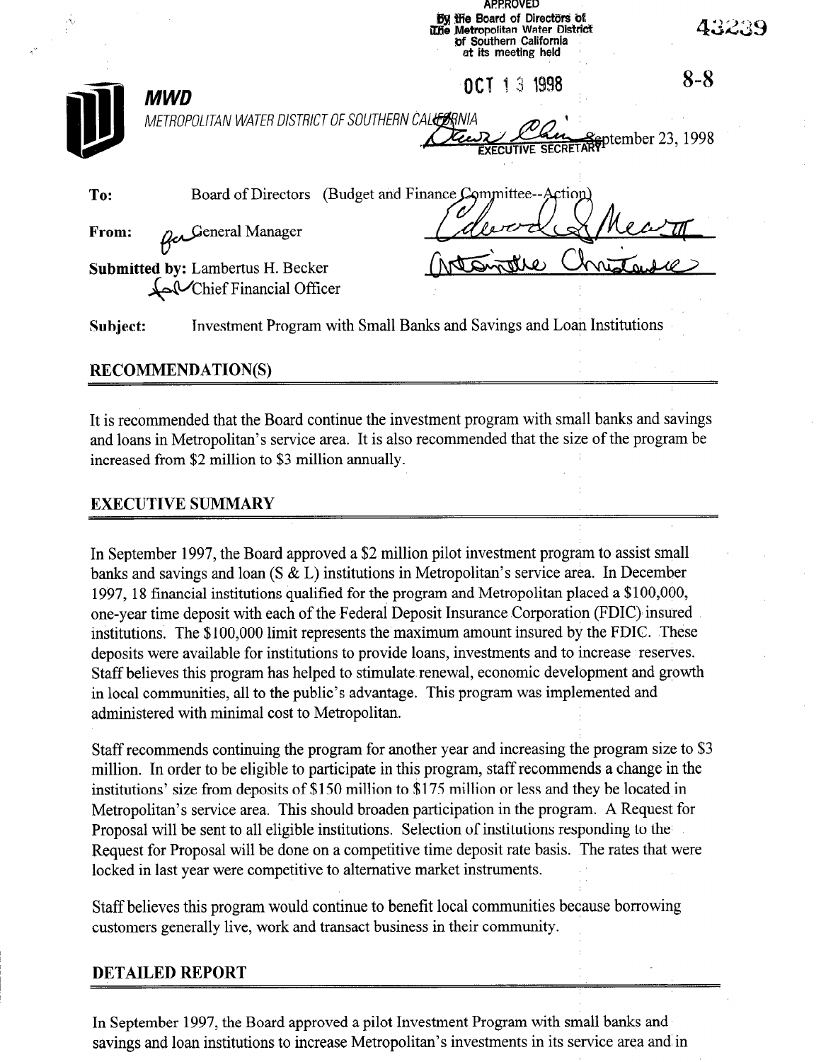APPROVED
by the Board of Directors of
The Metropolitan Water District
of Southern California
at its meeting held

OCT 13 1998

EXECUTIVE SECRETARY

43239

8-8

**MWD**

*METROPOLITAN WATER DISTRICT OF SOUTHERN CALIFORNIA*

September 23, 1998

**To:** Board of Directors (Budget and Finance Committee--Action)

**From:** General Manager

**Submitted by:** Lambertus H. Becker
Chief Financial Officer

**Subject:** Investment Program with Small Banks and Savings and Loan Institutions

## RECOMMENDATION(S)

It is recommended that the Board continue the investment program with small banks and savings and loans in Metropolitan's service area. It is also recommended that the size of the program be increased from $2 million to $3 million annually.

## EXECUTIVE SUMMARY

In September 1997, the Board approved a $2 million pilot investment program to assist small banks and savings and loan (S & L) institutions in Metropolitan's service area. In December 1997, 18 financial institutions qualified for the program and Metropolitan placed a $100,000, one-year time deposit with each of the Federal Deposit Insurance Corporation (FDIC) insured institutions. The $100,000 limit represents the maximum amount insured by the FDIC. These deposits were available for institutions to provide loans, investments and to increase reserves. Staff believes this program has helped to stimulate renewal, economic development and growth in local communities, all to the public's advantage. This program was implemented and administered with minimal cost to Metropolitan.

Staff recommends continuing the program for another year and increasing the program size to $3 million. In order to be eligible to participate in this program, staff recommends a change in the institutions' size from deposits of $150 million to $175 million or less and they be located in Metropolitan's service area. This should broaden participation in the program. A Request for Proposal will be sent to all eligible institutions. Selection of institutions responding to the Request for Proposal will be done on a competitive time deposit rate basis. The rates that were locked in last year were competitive to alternative market instruments.

Staff believes this program would continue to benefit local communities because borrowing customers generally live, work and transact business in their community.

## DETAILED REPORT

In September 1997, the Board approved a pilot Investment Program with small banks and savings and loan institutions to increase Metropolitan's investments in its service area and in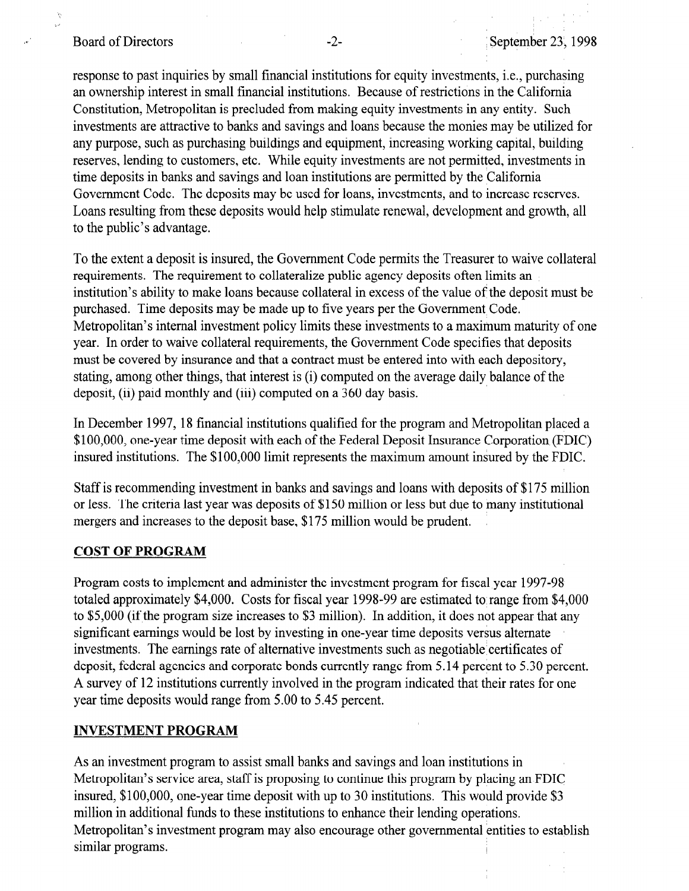response to past inquiries by small financial institutions for equity investments, i.e., purchasing an ownership interest in small financial institutions. Because of restrictions in the California Constitution, Metropolitan is precluded from making equity investments in any entity. Such investments are attractive to banks and savings and loans because the monies may be utilized for any purpose, such as purchasing buildings and equipment, increasing working capital, building reserves, lending to customers, etc. While equity investments are not permitted, investments in time deposits in banks and savings and loan institutions are permitted by the California Government Code. The deposits may be used for loans, investments, and to increase reserves. Loans resulting from these deposits would help stimulate renewal, development and growth, all to the public's advantage.

To the extent a deposit is insured, the Government Code permits the Treasurer to waive collateral requirements. The requirement to collateralize public agency deposits often limits an institution's ability to make loans because collateral in excess of the value of the deposit must be purchased. Time deposits may be made up to five years per the Government Code. Metropolitan's internal investment policy limits these investments to a maximum maturity of one year. In order to waive collateral requirements, the Government Code specifies that deposits must be covered by insurance and that a contract must be entered into with each depository, stating, among other things, that interest is (i) computed on the average daily balance of the deposit, (ii) paid monthly and (iii) computed on a 360 day basis.

In December 1997, 18 financial institutions qualified for the program and Metropolitan placed a $100,000, one-year time deposit with each of the Federal Deposit Insurance Corporation (FDIC) insured institutions. The $100,000 limit represents the maximum amount insured by the FDIC.

Staff is recommending investment in banks and savings and loans with deposits of $175 million or less. The criteria last year was deposits of $150 million or less but due to many institutional mergers and increases to the deposit base, $175 million would be prudent.

## COST OF PROGRAM

Program costs to implement and administer the investment program for fiscal year 1997-98 totaled approximately $4,000. Costs for fiscal year 1998-99 are estimated to range from $4,000 to $5,000 (if the program size increases to $3 million). In addition, it does not appear that any significant earnings would be lost by investing in one-year time deposits versus alternate investments. The earnings rate of alternative investments such as negotiable certificates of deposit, federal agencies and corporate bonds currently range from 5.14 percent to 5.30 percent. A survey of 12 institutions currently involved in the program indicated that their rates for one year time deposits would range from 5.00 to 5.45 percent.

## INVESTMENT PROGRAM

As an investment program to assist small banks and savings and loan institutions in Metropolitan's service area, staff is proposing to continue this program by placing an FDIC insured, $100,000, one-year time deposit with up to 30 institutions. This would provide $3 million in additional funds to these institutions to enhance their lending operations. Metropolitan's investment program may also encourage other governmental entities to establish similar programs.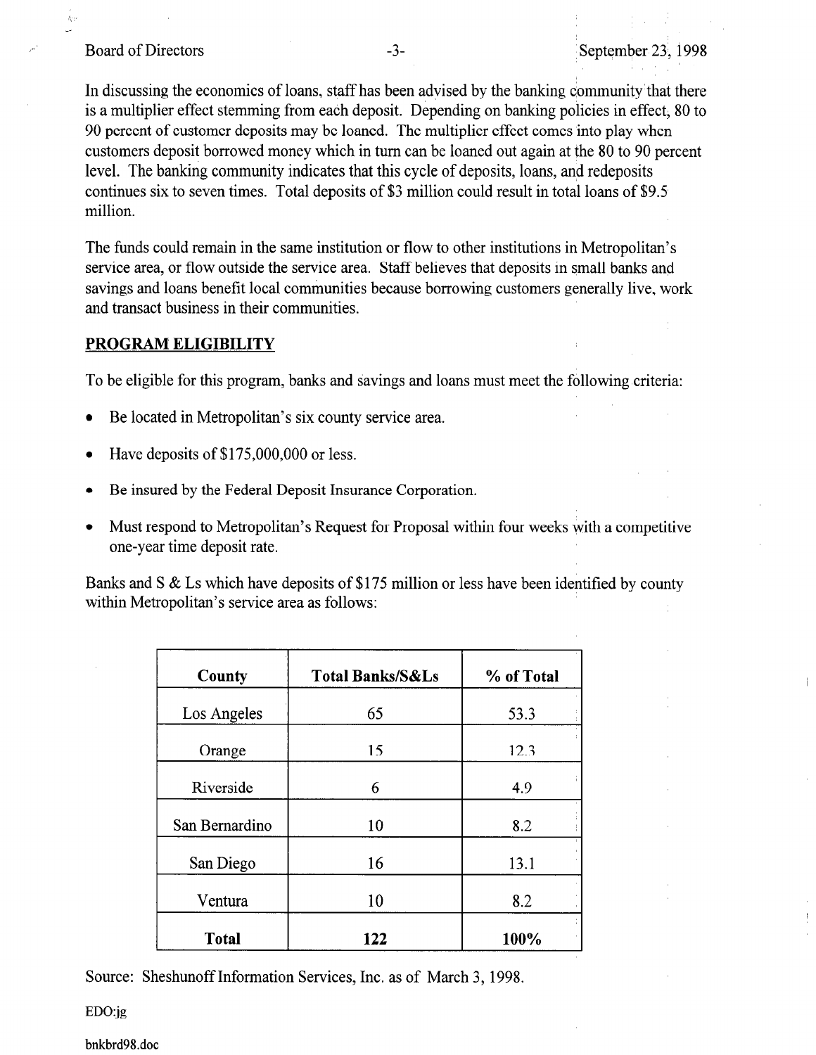In discussing the economics of loans, staff has been advised by the banking community that there is a multiplier effect stemming from each deposit. Depending on banking policies in effect, 80 to 90 percent of customer deposits may be loaned. The multiplier effect comes into play when customers deposit borrowed money which in turn can be loaned out again at the 80 to 90 percent level. The banking community indicates that this cycle of deposits, loans, and redeposits continues six to seven times. Total deposits of $3 million could result in total loans of $9.5 million.

The funds could remain in the same institution or flow to other institutions in Metropolitan's service area, or flow outside the service area. Staff believes that deposits in small banks and savings and loans benefit local communities because borrowing customers generally live, work and transact business in their communities.

## PROGRAM ELIGIBILITY

To be eligible for this program, banks and savings and loans must meet the following criteria:

- Be located in Metropolitan's six county service area.
- Have deposits of $175,000,000 or less.
- Be insured by the Federal Deposit Insurance Corporation.
- Must respond to Metropolitan's Request for Proposal within four weeks with a competitive one-year time deposit rate.

Banks and S & Ls which have deposits of $175 million or less have been identified by county within Metropolitan's service area as follows:

| County | Total Banks/S&Ls | % of Total |
|---|---|---|
| Los Angeles | 65 | 53.3 |
| Orange | 15 | 12.3 |
| Riverside | 6 | 4.9 |
| San Bernardino | 10 | 8.2 |
| San Diego | 16 | 13.1 |
| Ventura | 10 | 8.2 |
| **Total** | **122** | **100%** |

Source: Sheshunoff Information Services, Inc. as of March 3, 1998.

EDO:jg

bnkbrd98.doc